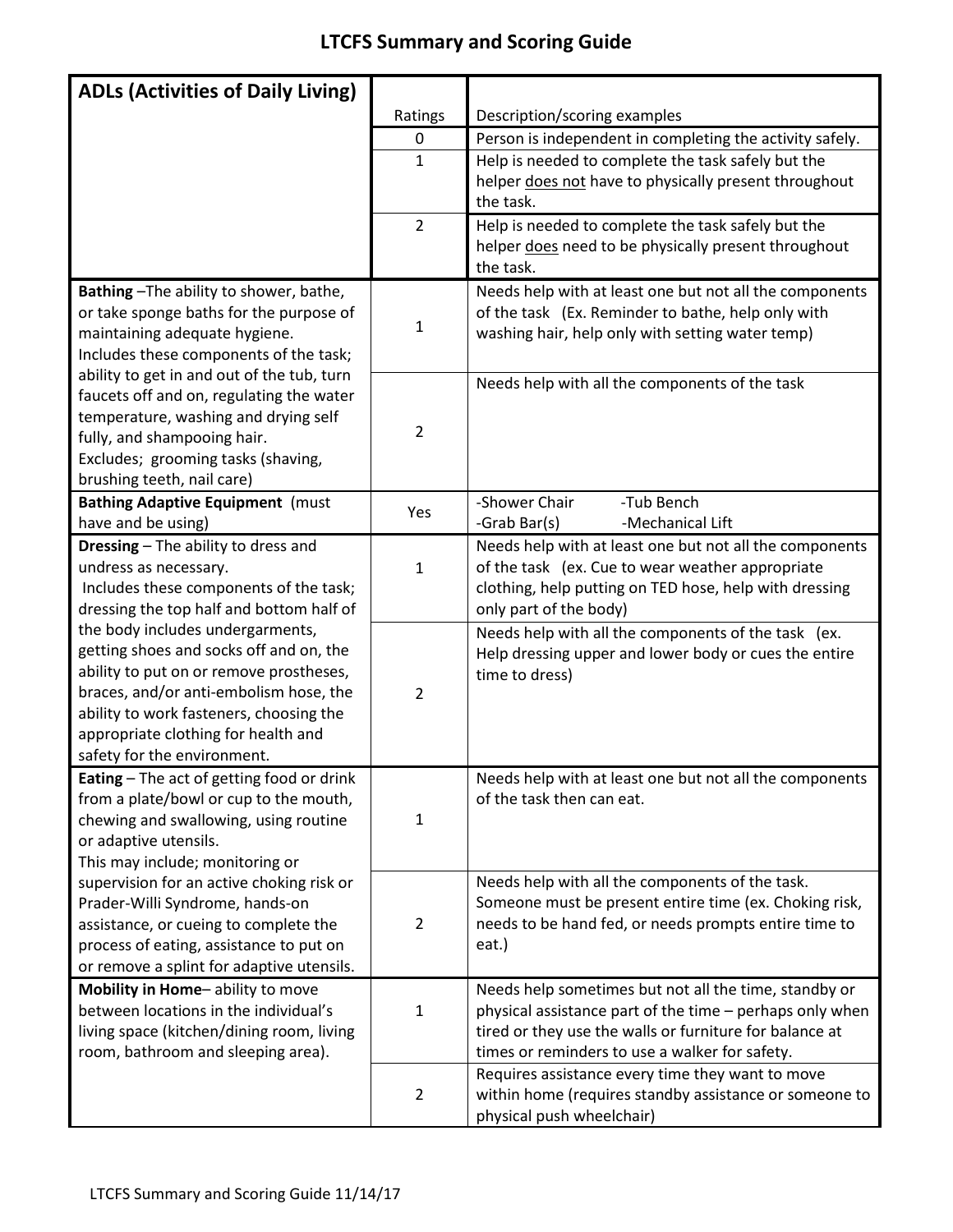# LTCFS Summary and Scoring Guide

| ADLs (Activities of Daily Living) | Ratings | Description/scoring examples |
|---|---|---|
| | 0 | Person is independent in completing the activity safely. |
| | 1 | Help is needed to complete the task safely but the helper <u>does not</u> have to physically present throughout the task. |
| | 2 | Help is needed to complete the task safely but the helper <u>does</u> need to be physically present throughout the task. |
| **Bathing** –The ability to shower, bathe, or take sponge baths for the purpose of maintaining adequate hygiene. Includes these components of the task; ability to get in and out of the tub, turn faucets off and on, regulating the water temperature, washing and drying self fully, and shampooing hair. Excludes; grooming tasks (shaving, brushing teeth, nail care) | 1 | Needs help with at least one but not all the components of the task (Ex. Reminder to bathe, help only with washing hair, help only with setting water temp) |
| | 2 | Needs help with all the components of the task |
| **Bathing Adaptive Equipment** (must have and be using) | Yes | -Shower Chair -Tub Bench -Grab Bar(s) -Mechanical Lift |
| **Dressing** – The ability to dress and undress as necessary. Includes these components of the task; dressing the top half and bottom half of the body includes undergarments, getting shoes and socks off and on, the ability to put on or remove prostheses, braces, and/or anti-embolism hose, the ability to work fasteners, choosing the appropriate clothing for health and safety for the environment. | 1 | Needs help with at least one but not all the components of the task (ex. Cue to wear weather appropriate clothing, help putting on TED hose, help with dressing only part of the body) |
| | 2 | Needs help with all the components of the task (ex. Help dressing upper and lower body or cues the entire time to dress) |
| **Eating** – The act of getting food or drink from a plate/bowl or cup to the mouth, chewing and swallowing, using routine or adaptive utensils. This may include; monitoring or supervision for an active choking risk or Prader-Willi Syndrome, hands-on assistance, or cueing to complete the process of eating, assistance to put on or remove a splint for adaptive utensils. | 1 | Needs help with at least one but not all the components of the task then can eat. |
| | 2 | Needs help with all the components of the task. Someone must be present entire time (ex. Choking risk, needs to be hand fed, or needs prompts entire time to eat.) |
| **Mobility in Home**– ability to move between locations in the individual's living space (kitchen/dining room, living room, bathroom and sleeping area). | 1 | Needs help sometimes but not all the time, standby or physical assistance part of the time – perhaps only when tired or they use the walls or furniture for balance at times or reminders to use a walker for safety. |
| | 2 | Requires assistance every time they want to move within home (requires standby assistance or someone to physical push wheelchair) |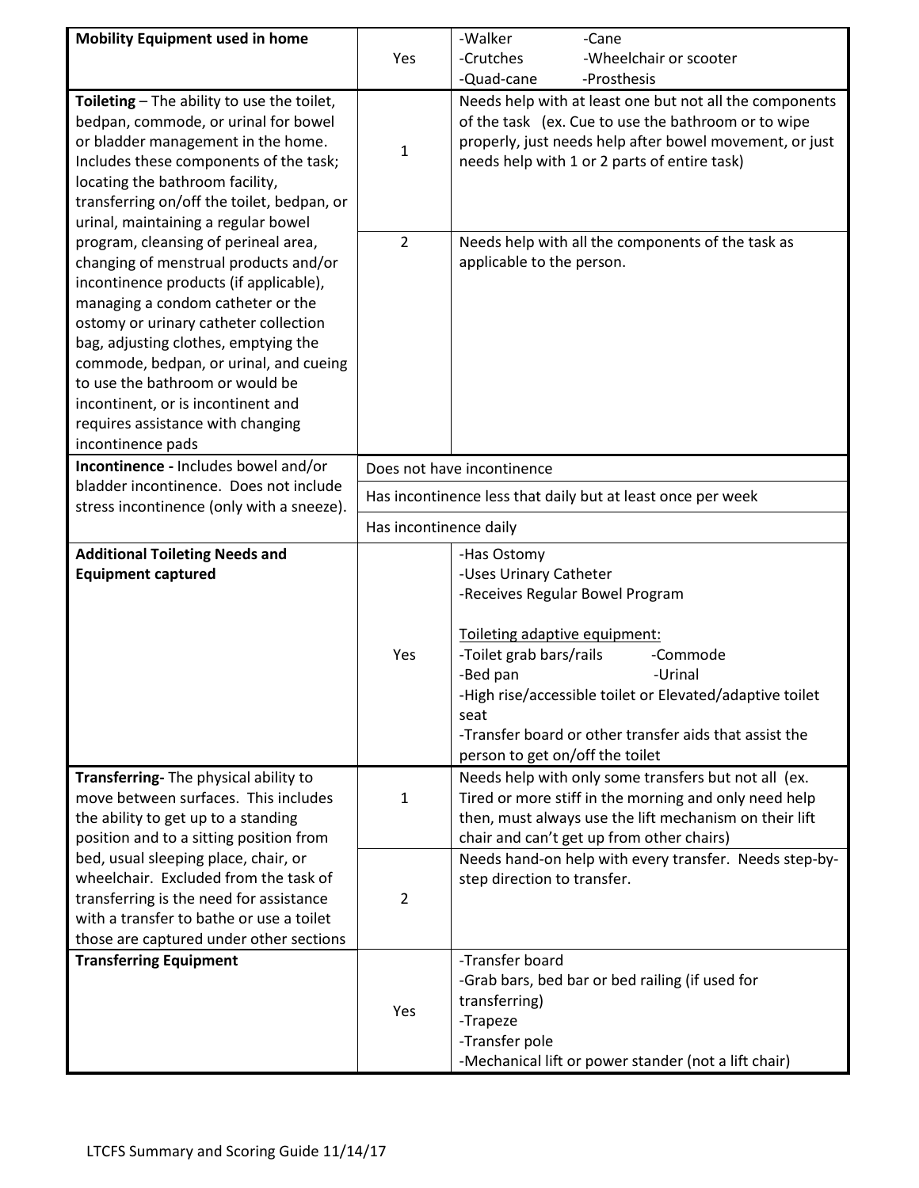| **Mobility Equipment used in home** | Yes | -Walker -Cane<br>-Crutches -Wheelchair or scooter<br>-Quad-cane -Prosthesis |
|---|---|---|
| **Toileting** – The ability to use the toilet, bedpan, commode, or urinal for bowel or bladder management in the home. Includes these components of the task; locating the bathroom facility, transferring on/off the toilet, bedpan, or urinal, maintaining a regular bowel program, cleansing of perineal area, changing of menstrual products and/or incontinence products (if applicable), managing a condom catheter or the ostomy or urinary catheter collection bag, adjusting clothes, emptying the commode, bedpan, or urinal, and cueing to use the bathroom or would be incontinent, or is incontinent and requires assistance with changing incontinence pads | 1 | Needs help with at least one but not all the components of the task (ex. Cue to use the bathroom or to wipe properly, just needs help after bowel movement, or just needs help with 1 or 2 parts of entire task) |
| | 2 | Needs help with all the components of the task as applicable to the person. |
| **Incontinence -** Includes bowel and/or bladder incontinence. Does not include stress incontinence (only with a sneeze). | Does not have incontinence | |
| | Has incontinence less that daily but at least once per week | |
| | Has incontinence daily | |
| **Additional Toileting Needs and Equipment captured** | Yes | -Has Ostomy<br>-Uses Urinary Catheter<br>-Receives Regular Bowel Program<br><br>Toileting adaptive equipment:<br>-Toilet grab bars/rails -Commode<br>-Bed pan -Urinal<br>-High rise/accessible toilet or Elevated/adaptive toilet seat<br>-Transfer board or other transfer aids that assist the person to get on/off the toilet |
| **Transferring-** The physical ability to move between surfaces. This includes the ability to get up to a standing position and to a sitting position from bed, usual sleeping place, chair, or wheelchair. Excluded from the task of transferring is the need for assistance with a transfer to bathe or use a toilet those are captured under other sections | 1 | Needs help with only some transfers but not all (ex. Tired or more stiff in the morning and only need help then, must always use the lift mechanism on their lift chair and can't get up from other chairs) |
| | 2 | Needs hand-on help with every transfer. Needs step-by-step direction to transfer. |
| **Transferring Equipment** | Yes | -Transfer board<br>-Grab bars, bed bar or bed railing (if used for transferring)<br>-Trapeze<br>-Transfer pole<br>-Mechanical lift or power stander (not a lift chair) |

LTCFS Summary and Scoring Guide 11/14/17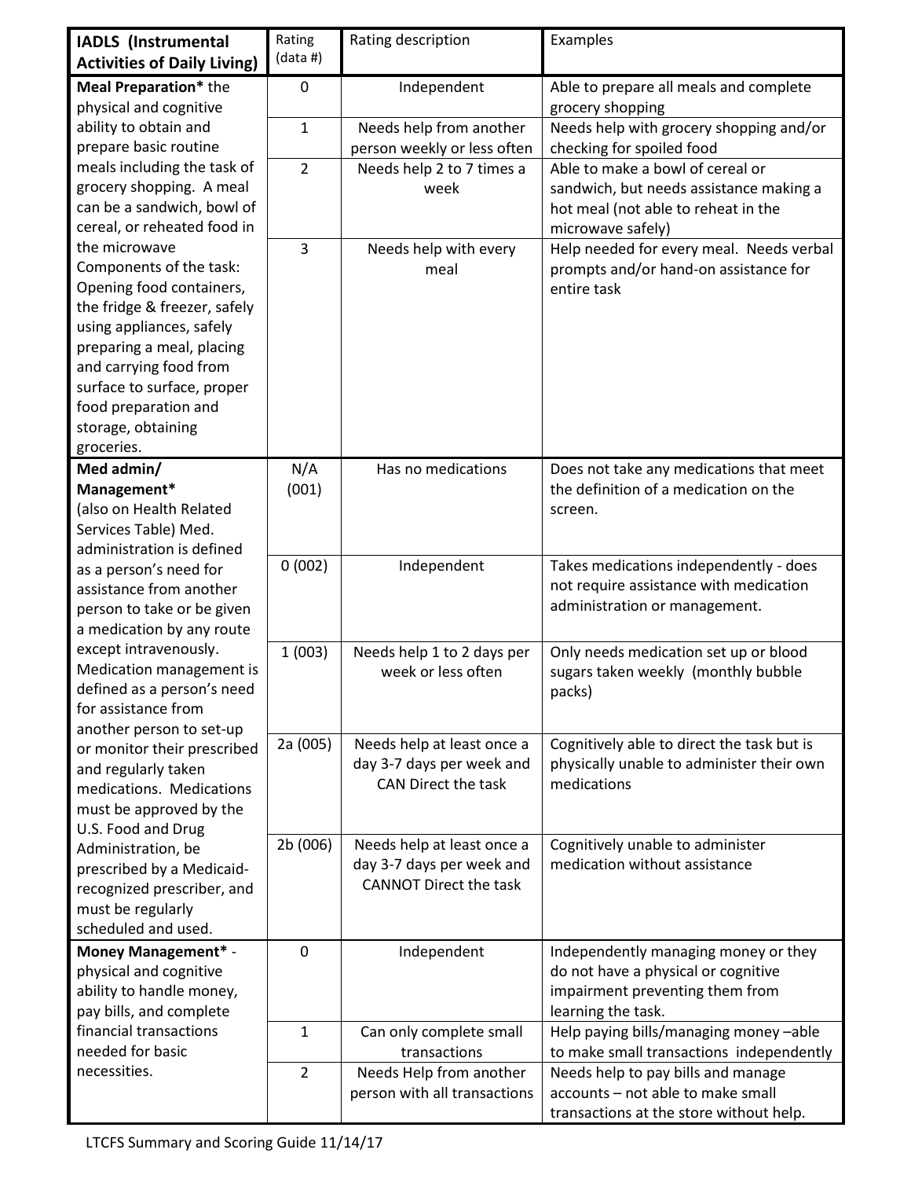| **IADLS (Instrumental Activities of Daily Living)** | Rating (data #) | Rating description | Examples |
|---|---|---|---|
| **Meal Preparation*** the physical and cognitive ability to obtain and prepare basic routine meals including the task of grocery shopping. A meal can be a sandwich, bowl of cereal, or reheated food in the microwave Components of the task: Opening food containers, the fridge & freezer, safely using appliances, safely preparing a meal, placing and carrying food from surface to surface, proper food preparation and storage, obtaining groceries. | 0 | Independent | Able to prepare all meals and complete grocery shopping |
| | 1 | Needs help from another person weekly or less often | Needs help with grocery shopping and/or checking for spoiled food |
| | 2 | Needs help 2 to 7 times a week | Able to make a bowl of cereal or sandwich, but needs assistance making a hot meal (not able to reheat in the microwave safely) |
| | 3 | Needs help with every meal | Help needed for every meal. Needs verbal prompts and/or hand-on assistance for entire task |
| **Med admin/ Management*** (also on Health Related Services Table) Med. administration is defined as a person's need for assistance from another person to take or be given a medication by any route except intravenously. Medication management is defined as a person's need for assistance from another person to set-up or monitor their prescribed and regularly taken medications. Medications must be approved by the U.S. Food and Drug Administration, be prescribed by a Medicaid-recognized prescriber, and must be regularly scheduled and used. | N/A (001) | Has no medications | Does not take any medications that meet the definition of a medication on the screen. |
| | 0 (002) | Independent | Takes medications independently - does not require assistance with medication administration or management. |
| | 1 (003) | Needs help 1 to 2 days per week or less often | Only needs medication set up or blood sugars taken weekly (monthly bubble packs) |
| | 2a (005) | Needs help at least once a day 3-7 days per week and CAN Direct the task | Cognitively able to direct the task but is physically unable to administer their own medications |
| | 2b (006) | Needs help at least once a day 3-7 days per week and CANNOT Direct the task | Cognitively unable to administer medication without assistance |
| **Money Management*** - physical and cognitive ability to handle money, pay bills, and complete financial transactions needed for basic necessities. | 0 | Independent | Independently managing money or they do not have a physical or cognitive impairment preventing them from learning the task. |
| | 1 | Can only complete small transactions | Help paying bills/managing money –able to make small transactions independently |
| | 2 | Needs Help from another person with all transactions | Needs help to pay bills and manage accounts – not able to make small transactions at the store without help. |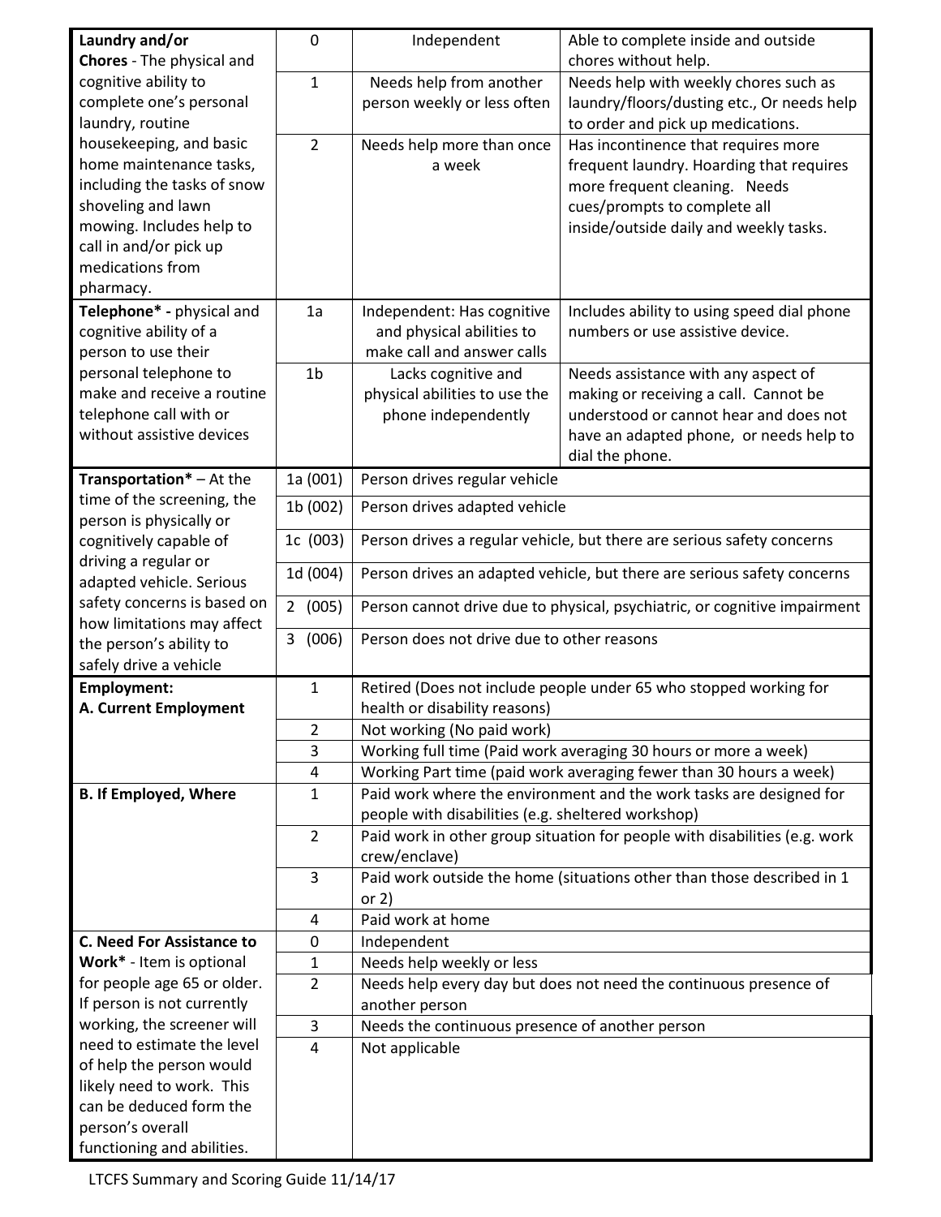| | | | |
|---|---|---|---|
| **Laundry and/or Chores** - The physical and cognitive ability to complete one's personal laundry, routine housekeeping, and basic home maintenance tasks, including the tasks of snow shoveling and lawn mowing. Includes help to call in and/or pick up medications from pharmacy. | 0 | Independent | Able to complete inside and outside chores without help. |
| | 1 | Needs help from another person weekly or less often | Needs help with weekly chores such as laundry/floors/dusting etc., Or needs help to order and pick up medications. |
| | 2 | Needs help more than once a week | Has incontinence that requires more frequent laundry. Hoarding that requires more frequent cleaning. Needs cues/prompts to complete all inside/outside daily and weekly tasks. |
| **Telephone\* -** physical and cognitive ability of a person to use their personal telephone to make and receive a routine telephone call with or without assistive devices | 1a | Independent: Has cognitive and physical abilities to make call and answer calls | Includes ability to using speed dial phone numbers or use assistive device. |
| | 1b | Lacks cognitive and physical abilities to use the phone independently | Needs assistance with any aspect of making or receiving a call. Cannot be understood or cannot hear and does not have an adapted phone, or needs help to dial the phone. |
| **Transportation\*** – At the time of the screening, the person is physically or cognitively capable of driving a regular or adapted vehicle. Serious safety concerns is based on how limitations may affect the person's ability to safely drive a vehicle | 1a (001) | Person drives regular vehicle | |
| | 1b (002) | Person drives adapted vehicle | |
| | 1c (003) | Person drives a regular vehicle, but there are serious safety concerns | |
| | 1d (004) | Person drives an adapted vehicle, but there are serious safety concerns | |
| | 2 (005) | Person cannot drive due to physical, psychiatric, or cognitive impairment | |
| | 3 (006) | Person does not drive due to other reasons | |
| **Employment:** **A. Current Employment** | 1 | Retired (Does not include people under 65 who stopped working for health or disability reasons) | |
| | 2 | Not working (No paid work) | |
| | 3 | Working full time (Paid work averaging 30 hours or more a week) | |
| | 4 | Working Part time (paid work averaging fewer than 30 hours a week) | |
| **B. If Employed, Where** | 1 | Paid work where the environment and the work tasks are designed for people with disabilities (e.g. sheltered workshop) | |
| | 2 | Paid work in other group situation for people with disabilities (e.g. work crew/enclave) | |
| | 3 | Paid work outside the home (situations other than those described in 1 or 2) | |
| | 4 | Paid work at home | |
| **C. Need For Assistance to Work\*** - Item is optional for people age 65 or older. If person is not currently working, the screener will need to estimate the level of help the person would likely need to work. This can be deduced form the person's overall functioning and abilities. | 0 | Independent | |
| | 1 | Needs help weekly or less | |
| | 2 | Needs help every day but does not need the continuous presence of another person | |
| | 3 | Needs the continuous presence of another person | |
| | 4 | Not applicable | |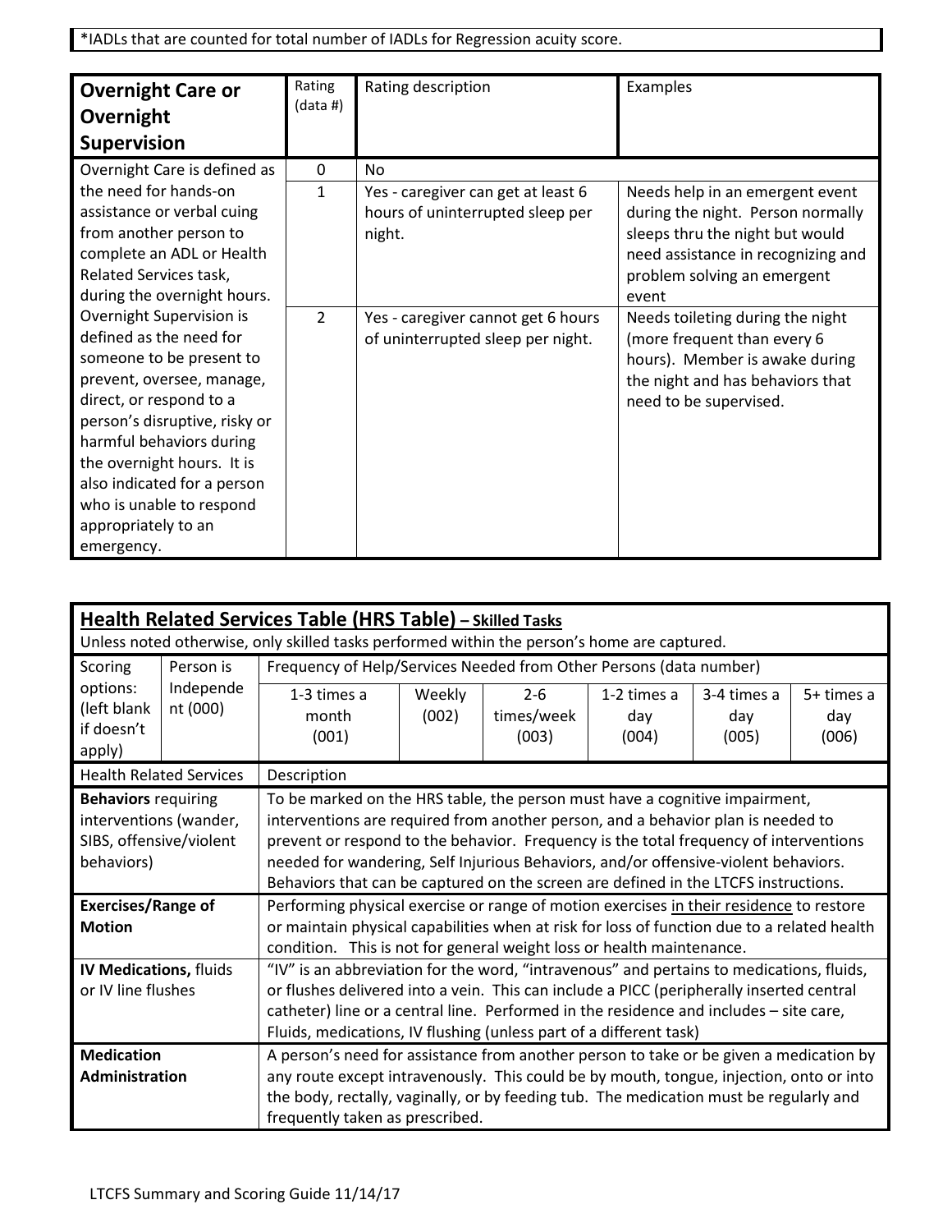*IADLs that are counted for total number of IADLs for Regression acuity score.

| **Overnight Care or Overnight Supervision** | Rating (data #) | Rating description | Examples |
|---|---|---|---|
| Overnight Care is defined as the need for hands-on assistance or verbal cuing from another person to complete an ADL or Health Related Services task, during the overnight hours. Overnight Supervision is defined as the need for someone to be present to prevent, oversee, manage, direct, or respond to a person's disruptive, risky or harmful behaviors during the overnight hours. It is also indicated for a person who is unable to respond appropriately to an emergency. | 0 | No | |
| | 1 | Yes - caregiver can get at least 6 hours of uninterrupted sleep per night. | Needs help in an emergent event during the night. Person normally sleeps thru the night but would need assistance in recognizing and problem solving an emergent event |
| | 2 | Yes - caregiver cannot get 6 hours of uninterrupted sleep per night. | Needs toileting during the night (more frequent than every 6 hours). Member is awake during the night and has behaviors that need to be supervised. |

## Health Related Services Table (HRS Table) – Skilled Tasks

Unless noted otherwise, only skilled tasks performed within the person's home are captured.

| Scoring options: (left blank if doesn't apply) | Person is Independent (000) | Frequency of Help/Services Needed from Other Persons (data number) | | | | | |
|---|---|---|---|---|---|---|---|
| | | 1-3 times a month (001) | Weekly (002) | 2-6 times/week (003) | 1-2 times a day (004) | 3-4 times a day (005) | 5+ times a day (006) |

| Health Related Services | Description |
|---|---|
| **Behaviors** requiring interventions (wander, SIBS, offensive/violent behaviors) | To be marked on the HRS table, the person must have a cognitive impairment, interventions are required from another person, and a behavior plan is needed to prevent or respond to the behavior. Frequency is the total frequency of interventions needed for wandering, Self Injurious Behaviors, and/or offensive-violent behaviors. Behaviors that can be captured on the screen are defined in the LTCFS instructions. |
| **Exercises/Range of Motion** | Performing physical exercise or range of motion exercises <u>in their residence</u> to restore or maintain physical capabilities when at risk for loss of function due to a related health condition. This is not for general weight loss or health maintenance. |
| **IV Medications,** fluids or IV line flushes | "IV" is an abbreviation for the word, "intravenous" and pertains to medications, fluids, or flushes delivered into a vein. This can include a PICC (peripherally inserted central catheter) line or a central line. Performed in the residence and includes – site care, Fluids, medications, IV flushing (unless part of a different task) |
| **Medication Administration** | A person's need for assistance from another person to take or be given a medication by any route except intravenously. This could be by mouth, tongue, injection, onto or into the body, rectally, vaginally, or by feeding tub. The medication must be regularly and frequently taken as prescribed. |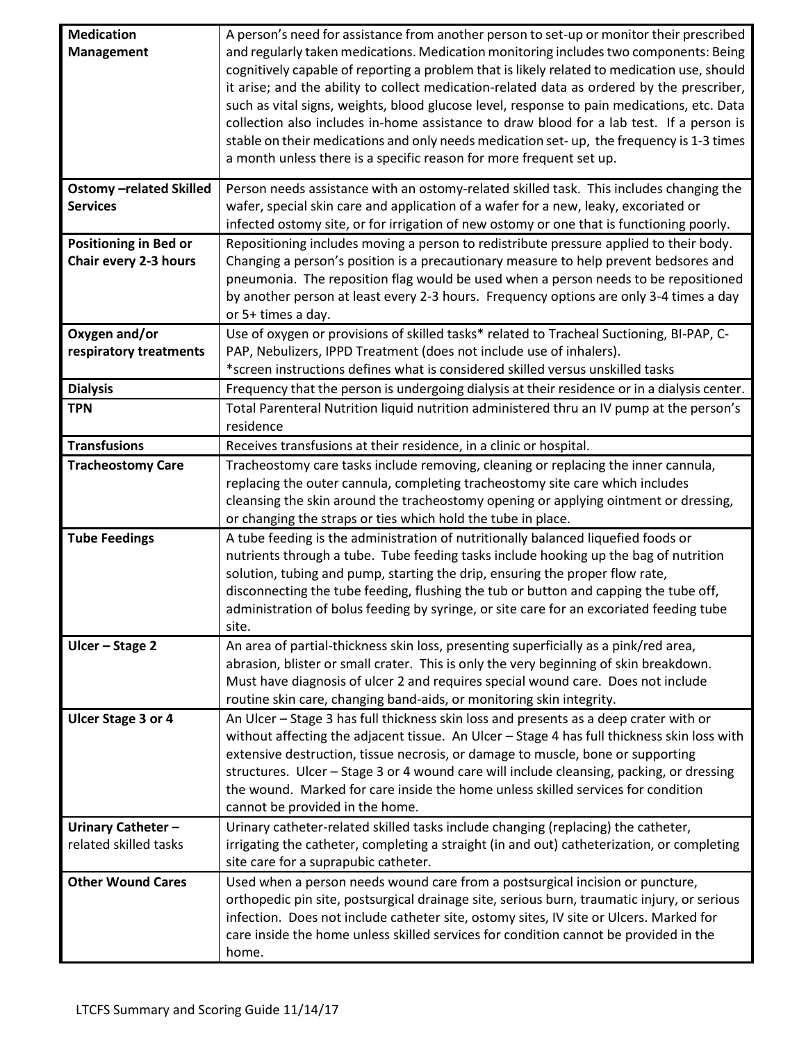| | |
|---|---|
| **Medication Management** | A person's need for assistance from another person to set-up or monitor their prescribed and regularly taken medications. Medication monitoring includes two components: Being cognitively capable of reporting a problem that is likely related to medication use, should it arise; and the ability to collect medication-related data as ordered by the prescriber, such as vital signs, weights, blood glucose level, response to pain medications, etc. Data collection also includes in-home assistance to draw blood for a lab test. If a person is stable on their medications and only needs medication set- up, the frequency is 1-3 times a month unless there is a specific reason for more frequent set up. |
| **Ostomy –related Skilled Services** | Person needs assistance with an ostomy-related skilled task. This includes changing the wafer, special skin care and application of a wafer for a new, leaky, excoriated or infected ostomy site, or for irrigation of new ostomy or one that is functioning poorly. |
| **Positioning in Bed or Chair every 2-3 hours** | Repositioning includes moving a person to redistribute pressure applied to their body. Changing a person's position is a precautionary measure to help prevent bedsores and pneumonia. The reposition flag would be used when a person needs to be repositioned by another person at least every 2-3 hours. Frequency options are only 3-4 times a day or 5+ times a day. |
| **Oxygen and/or respiratory treatments** | Use of oxygen or provisions of skilled tasks* related to Tracheal Suctioning, BI-PAP, C-PAP, Nebulizers, IPPD Treatment (does not include use of inhalers).<br>*screen instructions defines what is considered skilled versus unskilled tasks |
| **Dialysis** | Frequency that the person is undergoing dialysis at their residence or in a dialysis center. |
| **TPN** | Total Parenteral Nutrition liquid nutrition administered thru an IV pump at the person's residence |
| **Transfusions** | Receives transfusions at their residence, in a clinic or hospital. |
| **Tracheostomy Care** | Tracheostomy care tasks include removing, cleaning or replacing the inner cannula, replacing the outer cannula, completing tracheostomy site care which includes cleansing the skin around the tracheostomy opening or applying ointment or dressing, or changing the straps or ties which hold the tube in place. |
| **Tube Feedings** | A tube feeding is the administration of nutritionally balanced liquefied foods or nutrients through a tube. Tube feeding tasks include hooking up the bag of nutrition solution, tubing and pump, starting the drip, ensuring the proper flow rate, disconnecting the tube feeding, flushing the tub or button and capping the tube off, administration of bolus feeding by syringe, or site care for an excoriated feeding tube site. |
| **Ulcer – Stage 2** | An area of partial-thickness skin loss, presenting superficially as a pink/red area, abrasion, blister or small crater. This is only the very beginning of skin breakdown. Must have diagnosis of ulcer 2 and requires special wound care. Does not include routine skin care, changing band-aids, or monitoring skin integrity. |
| **Ulcer Stage 3 or 4** | An Ulcer – Stage 3 has full thickness skin loss and presents as a deep crater with or without affecting the adjacent tissue. An Ulcer – Stage 4 has full thickness skin loss with extensive destruction, tissue necrosis, or damage to muscle, bone or supporting structures. Ulcer – Stage 3 or 4 wound care will include cleansing, packing, or dressing the wound. Marked for care inside the home unless skilled services for condition cannot be provided in the home. |
| **Urinary Catheter –** related skilled tasks | Urinary catheter-related skilled tasks include changing (replacing) the catheter, irrigating the catheter, completing a straight (in and out) catheterization, or completing site care for a suprapubic catheter. |
| **Other Wound Cares** | Used when a person needs wound care from a postsurgical incision or puncture, orthopedic pin site, postsurgical drainage site, serious burn, traumatic injury, or serious infection. Does not include catheter site, ostomy sites, IV site or Ulcers. Marked for care inside the home unless skilled services for condition cannot be provided in the home. |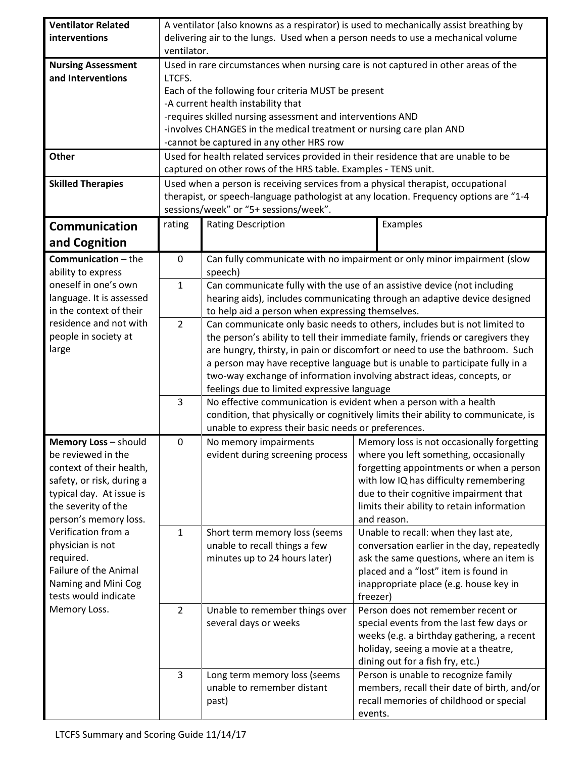| | |
|---|---|
| **Ventilator Related interventions** | A ventilator (also knowns as a respirator) is used to mechanically assist breathing by delivering air to the lungs. Used when a person needs to use a mechanical volume ventilator. |
| **Nursing Assessment and Interventions** | Used in rare circumstances when nursing care is not captured in other areas of the LTCFS.<br>Each of the following four criteria MUST be present<br>-A current health instability that<br>-requires skilled nursing assessment and interventions AND<br>-involves CHANGES in the medical treatment or nursing care plan AND<br>-cannot be captured in any other HRS row |
| **Other** | Used for health related services provided in their residence that are unable to be captured on other rows of the HRS table. Examples - TENS unit. |
| **Skilled Therapies** | Used when a person is receiving services from a physical therapist, occupational therapist, or speech-language pathologist at any location. Frequency options are "1-4 sessions/week" or "5+ sessions/week". |

| **Communication and Cognition** | rating | Rating Description | Examples |
|---|---|---|---|
| **Communication** – the ability to express oneself in one's own language. It is assessed in the context of their residence and not with people in society at large | 0 | Can fully communicate with no impairment or only minor impairment (slow speech) | |
| | 1 | Can communicate fully with the use of an assistive device (not including hearing aids), includes communicating through an adaptive device designed to help aid a person when expressing themselves. | |
| | 2 | Can communicate only basic needs to others, includes but is not limited to the person's ability to tell their immediate family, friends or caregivers they are hungry, thirsty, in pain or discomfort or need to use the bathroom. Such a person may have receptive language but is unable to participate fully in a two-way exchange of information involving abstract ideas, concepts, or feelings due to limited expressive language | |
| | 3 | No effective communication is evident when a person with a health condition, that physically or cognitively limits their ability to communicate, is unable to express their basic needs or preferences. | |
| **Memory Loss** – should be reviewed in the context of their health, safety, or risk, during a typical day. At issue is the severity of the person's memory loss. Verification from a physician is not required. Failure of the Animal Naming and Mini Cog tests would indicate Memory Loss. | 0 | No memory impairments evident during screening process | Memory loss is not occasionally forgetting where you left something, occasionally forgetting appointments or when a person with low IQ has difficulty remembering due to their cognitive impairment that limits their ability to retain information and reason. |
| | 1 | Short term memory loss (seems unable to recall things a few minutes up to 24 hours later) | Unable to recall: when they last ate, conversation earlier in the day, repeatedly ask the same questions, where an item is placed and a "lost" item is found in inappropriate place (e.g. house key in freezer) |
| | 2 | Unable to remember things over several days or weeks | Person does not remember recent or special events from the last few days or weeks (e.g. a birthday gathering, a recent holiday, seeing a movie at a theatre, dining out for a fish fry, etc.) |
| | 3 | Long term memory loss (seems unable to remember distant past) | Person is unable to recognize family members, recall their date of birth, and/or recall memories of childhood or special events. |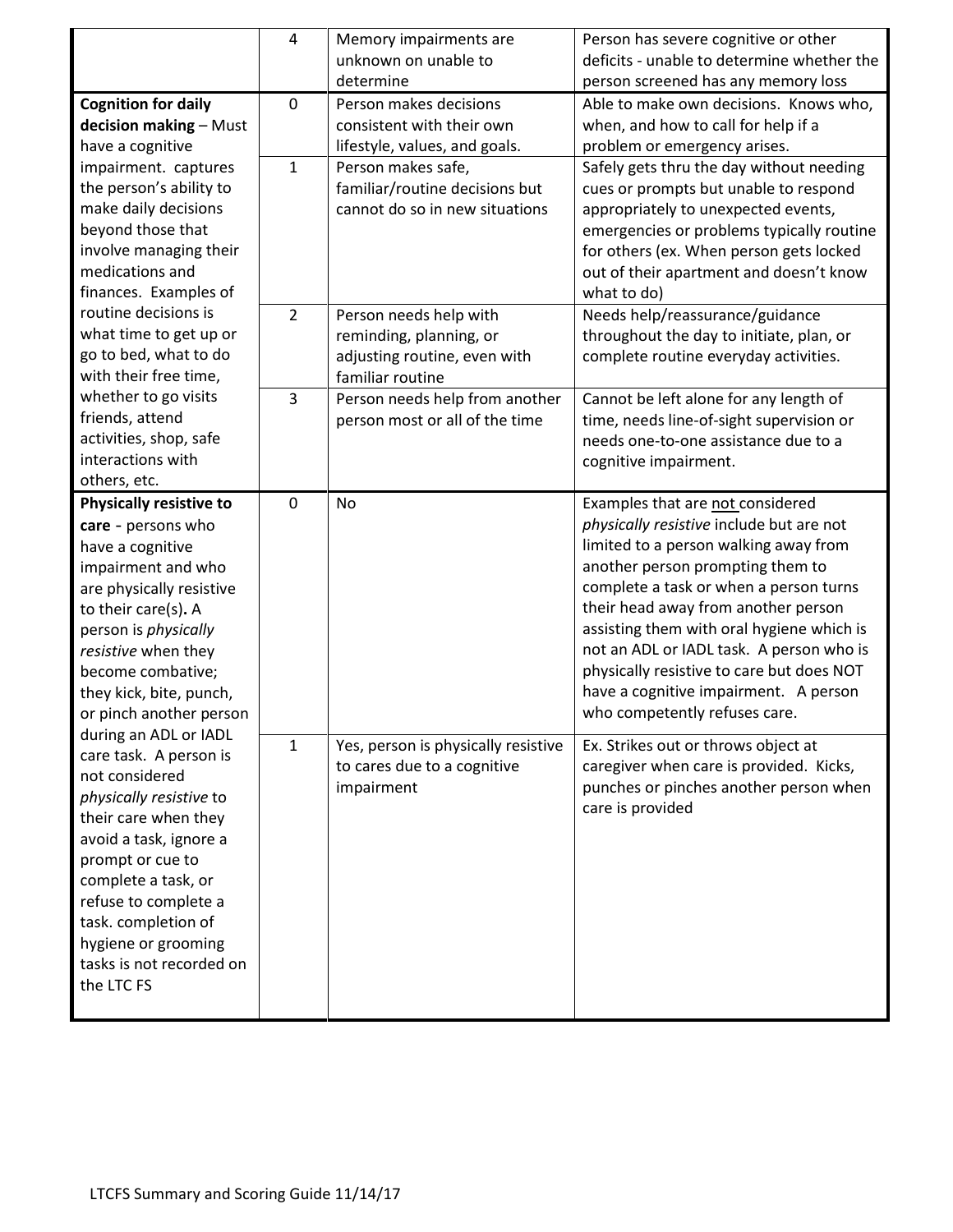| | | | |
|---|---|---|---|
| | 4 | Memory impairments are unknown on unable to determine | Person has severe cognitive or other deficits - unable to determine whether the person screened has any memory loss |
| **Cognition for daily decision making** – Must have a cognitive impairment. captures the person's ability to make daily decisions beyond those that involve managing their medications and finances. Examples of routine decisions is what time to get up or go to bed, what to do with their free time, whether to go visits friends, attend activities, shop, safe interactions with others, etc. | 0 | Person makes decisions consistent with their own lifestyle, values, and goals. | Able to make own decisions. Knows who, when, and how to call for help if a problem or emergency arises. |
| | 1 | Person makes safe, familiar/routine decisions but cannot do so in new situations | Safely gets thru the day without needing cues or prompts but unable to respond appropriately to unexpected events, emergencies or problems typically routine for others (ex. When person gets locked out of their apartment and doesn't know what to do) |
| | 2 | Person needs help with reminding, planning, or adjusting routine, even with familiar routine | Needs help/reassurance/guidance throughout the day to initiate, plan, or complete routine everyday activities. |
| | 3 | Person needs help from another person most or all of the time | Cannot be left alone for any length of time, needs line-of-sight supervision or needs one-to-one assistance due to a cognitive impairment. |
| **Physically resistive to care** - persons who have a cognitive impairment and who are physically resistive to their care(s). A person is *physically resistive* when they become combative; they kick, bite, punch, or pinch another person during an ADL or IADL care task. A person is not considered *physically resistive* to their care when they avoid a task, ignore a prompt or cue to complete a task, or refuse to complete a task. completion of hygiene or grooming tasks is not recorded on the LTC FS | 0 | No | Examples that are not considered *physically resistive* include but are not limited to a person walking away from another person prompting them to complete a task or when a person turns their head away from another person assisting them with oral hygiene which is not an ADL or IADL task. A person who is physically resistive to care but does NOT have a cognitive impairment. A person who competently refuses care. |
| | 1 | Yes, person is physically resistive to cares due to a cognitive impairment | Ex. Strikes out or throws object at caregiver when care is provided. Kicks, punches or pinches another person when care is provided |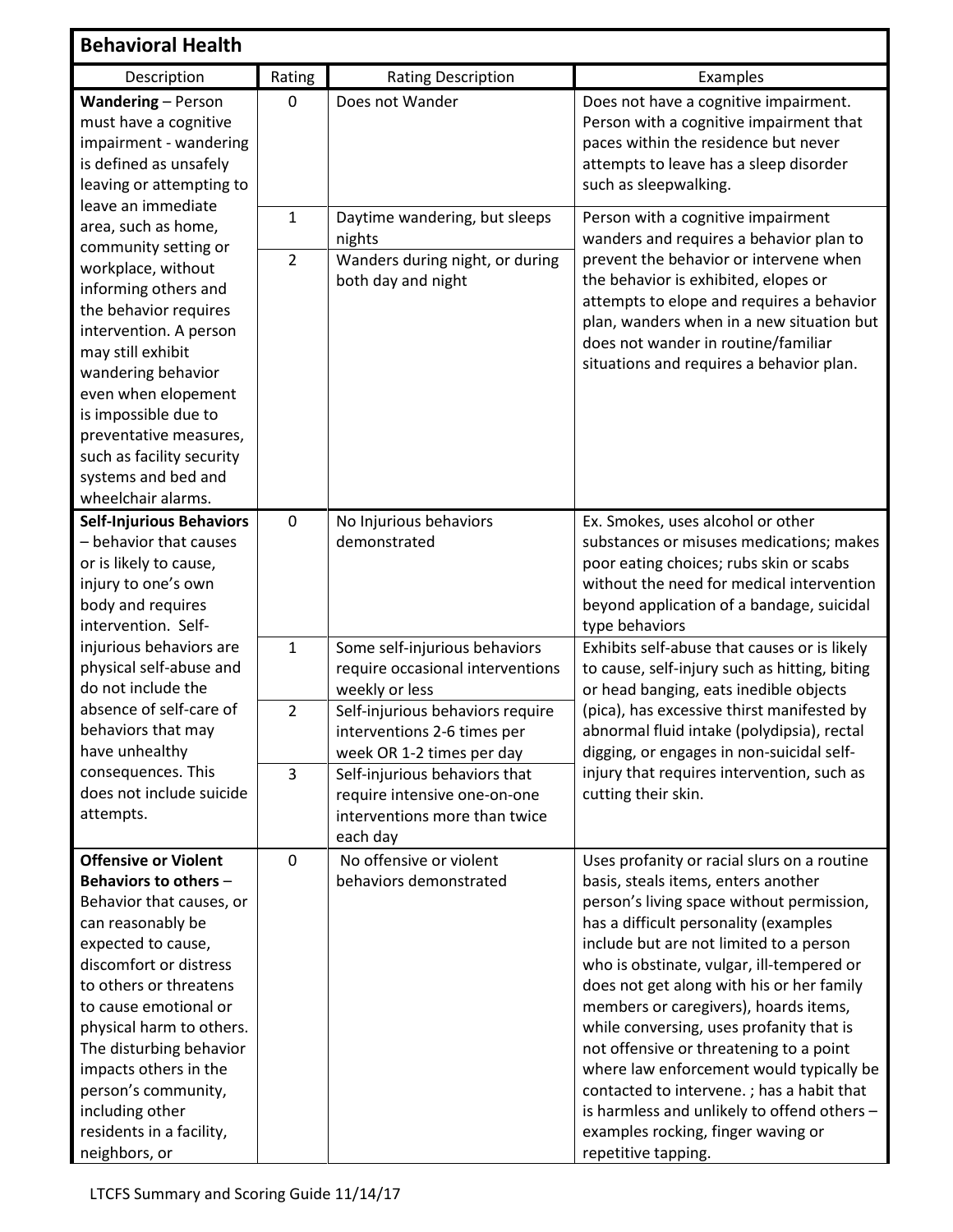| Behavioral Health | | | |
|---|---|---|---|
| Description | Rating | Rating Description | Examples |
| **Wandering** – Person must have a cognitive impairment - wandering is defined as unsafely leaving or attempting to leave an immediate area, such as home, community setting or workplace, without informing others and the behavior requires intervention. A person may still exhibit wandering behavior even when elopement is impossible due to preventative measures, such as facility security systems and bed and wheelchair alarms. | 0 | Does not Wander | Does not have a cognitive impairment. Person with a cognitive impairment that paces within the residence but never attempts to leave has a sleep disorder such as sleepwalking. |
| | 1 | Daytime wandering, but sleeps nights | Person with a cognitive impairment wanders and requires a behavior plan to prevent the behavior or intervene when the behavior is exhibited, elopes or attempts to elope and requires a behavior plan, wanders when in a new situation but does not wander in routine/familiar situations and requires a behavior plan. |
| | 2 | Wanders during night, or during both day and night | |
| **Self-Injurious Behaviors** – behavior that causes or is likely to cause, injury to one's own body and requires intervention. Self-injurious behaviors are physical self-abuse and do not include the absence of self-care of behaviors that may have unhealthy consequences. This does not include suicide attempts. | 0 | No Injurious behaviors demonstrated | Ex. Smokes, uses alcohol or other substances or misuses medications; makes poor eating choices; rubs skin or scabs without the need for medical intervention beyond application of a bandage, suicidal type behaviors |
| | 1 | Some self-injurious behaviors require occasional interventions weekly or less | Exhibits self-abuse that causes or is likely to cause, self-injury such as hitting, biting or head banging, eats inedible objects (pica), has excessive thirst manifested by abnormal fluid intake (polydipsia), rectal digging, or engages in non-suicidal self-injury that requires intervention, such as cutting their skin. |
| | 2 | Self-injurious behaviors require interventions 2-6 times per week OR 1-2 times per day | |
| | 3 | Self-injurious behaviors that require intensive one-on-one interventions more than twice each day | |
| **Offensive or Violent Behaviors to others** – Behavior that causes, or can reasonably be expected to cause, discomfort or distress to others or threatens to cause emotional or physical harm to others. The disturbing behavior impacts others in the person's community, including other residents in a facility, neighbors, or | 0 | No offensive or violent behaviors demonstrated | Uses profanity or racial slurs on a routine basis, steals items, enters another person's living space without permission, has a difficult personality (examples include but are not limited to a person who is obstinate, vulgar, ill-tempered or does not get along with his or her family members or caregivers), hoards items, while conversing, uses profanity that is not offensive or threatening to a point where law enforcement would typically be contacted to intervene. ; has a habit that is harmless and unlikely to offend others – examples rocking, finger waving or repetitive tapping. |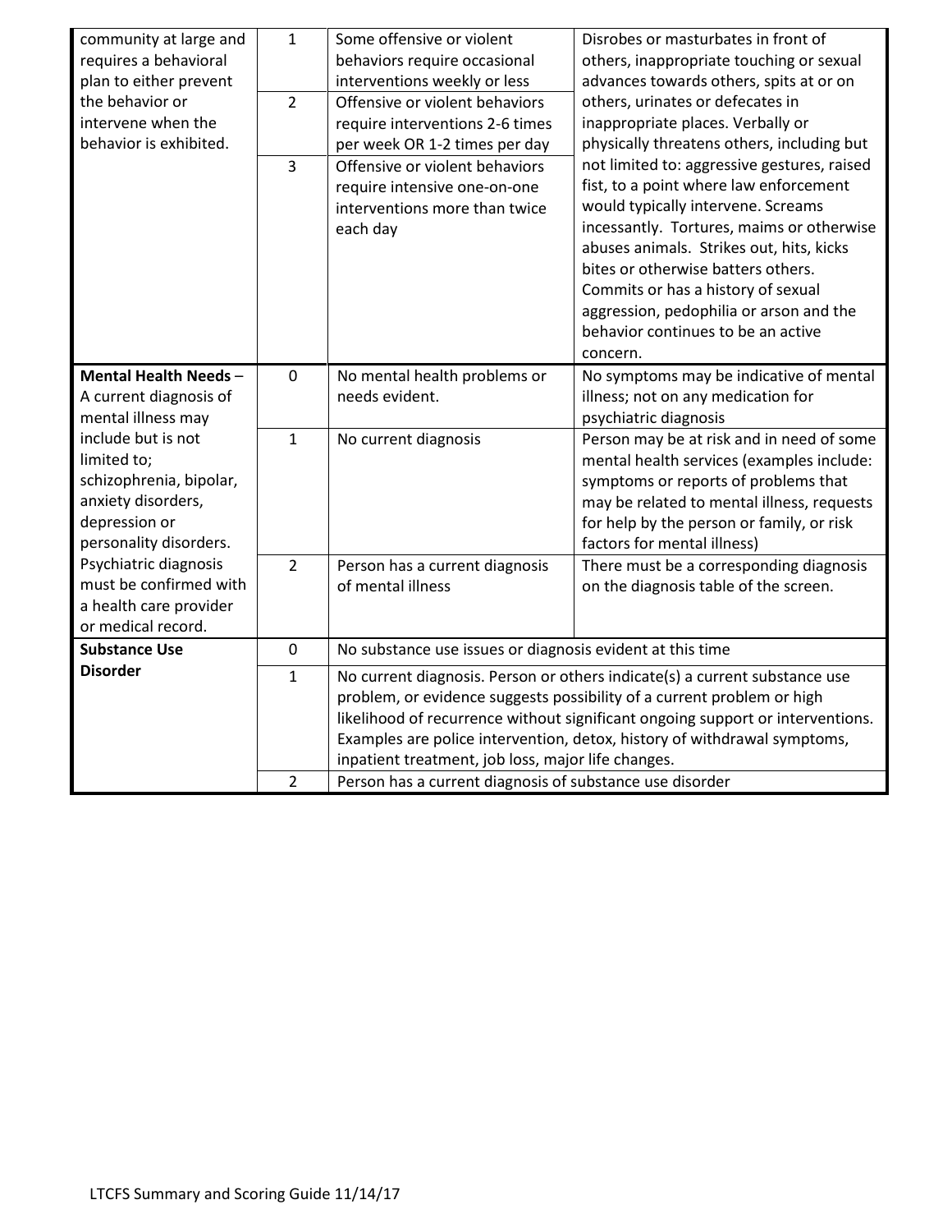| | | | |
|---|---|---|---|
| community at large and requires a behavioral plan to either prevent the behavior or intervene when the behavior is exhibited. | 1 | Some offensive or violent behaviors require occasional interventions weekly or less | Disrobes or masturbates in front of others, inappropriate touching or sexual advances towards others, spits at or on others, urinates or defecates in inappropriate places. Verbally or physically threatens others, including but not limited to: aggressive gestures, raised fist, to a point where law enforcement would typically intervene. Screams incessantly. Tortures, maims or otherwise abuses animals. Strikes out, hits, kicks bites or otherwise batters others. Commits or has a history of sexual aggression, pedophilia or arson and the behavior continues to be an active concern. |
| | 2 | Offensive or violent behaviors require interventions 2-6 times per week OR 1-2 times per day | |
| | 3 | Offensive or violent behaviors require intensive one-on-one interventions more than twice each day | |
| **Mental Health Needs** – A current diagnosis of mental illness may include but is not limited to; schizophrenia, bipolar, anxiety disorders, depression or personality disorders. Psychiatric diagnosis must be confirmed with a health care provider or medical record. | 0 | No mental health problems or needs evident. | No symptoms may be indicative of mental illness; not on any medication for psychiatric diagnosis |
| | 1 | No current diagnosis | Person may be at risk and in need of some mental health services (examples include: symptoms or reports of problems that may be related to mental illness, requests for help by the person or family, or risk factors for mental illness) |
| | 2 | Person has a current diagnosis of mental illness | There must be a corresponding diagnosis on the diagnosis table of the screen. |
| **Substance Use Disorder** | 0 | No substance use issues or diagnosis evident at this time | |
| | 1 | No current diagnosis. Person or others indicate(s) a current substance use problem, or evidence suggests possibility of a current problem or high likelihood of recurrence without significant ongoing support or interventions. Examples are police intervention, detox, history of withdrawal symptoms, inpatient treatment, job loss, major life changes. | |
| | 2 | Person has a current diagnosis of substance use disorder | |

LTCFS Summary and Scoring Guide 11/14/17